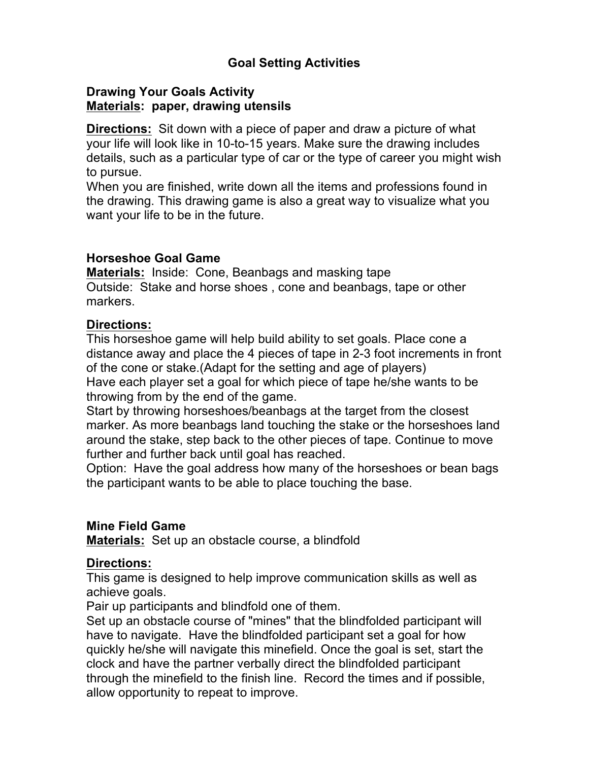# Goal Setting Activities

## Drawing Your Goals Activity

**Materials: paper, drawing utensils**

**Directions:** Sit down with a piece of paper and draw a picture of what your life will look like in 10-to-15 years. Make sure the drawing includes details, such as a particular type of car or the type of career you might wish to pursue.

When you are finished, write down all the items and professions found in the drawing. This drawing game is also a great way to visualize what you want your life to be in the future.

## Horseshoe Goal Game

**Materials:** Inside: Cone, Beanbags and masking tape

Outside: Stake and horse shoes , cone and beanbags, tape or other markers.

**Directions:**

This horseshoe game will help build ability to set goals. Place cone a distance away and place the 4 pieces of tape in 2-3 foot increments in front of the cone or stake.(Adapt for the setting and age of players)

Have each player set a goal for which piece of tape he/she wants to be throwing from by the end of the game.

Start by throwing horseshoes/beanbags at the target from the closest marker. As more beanbags land touching the stake or the horseshoes land around the stake, step back to the other pieces of tape. Continue to move further and further back until goal has reached.

Option: Have the goal address how many of the horseshoes or bean bags the participant wants to be able to place touching the base.

## Mine Field Game

**Materials:** Set up an obstacle course, a blindfold

**Directions:**

This game is designed to help improve communication skills as well as achieve goals.

Pair up participants and blindfold one of them.

Set up an obstacle course of "mines" that the blindfolded participant will have to navigate. Have the blindfolded participant set a goal for how quickly he/she will navigate this minefield. Once the goal is set, start the clock and have the partner verbally direct the blindfolded participant through the minefield to the finish line. Record the times and if possible, allow opportunity to repeat to improve.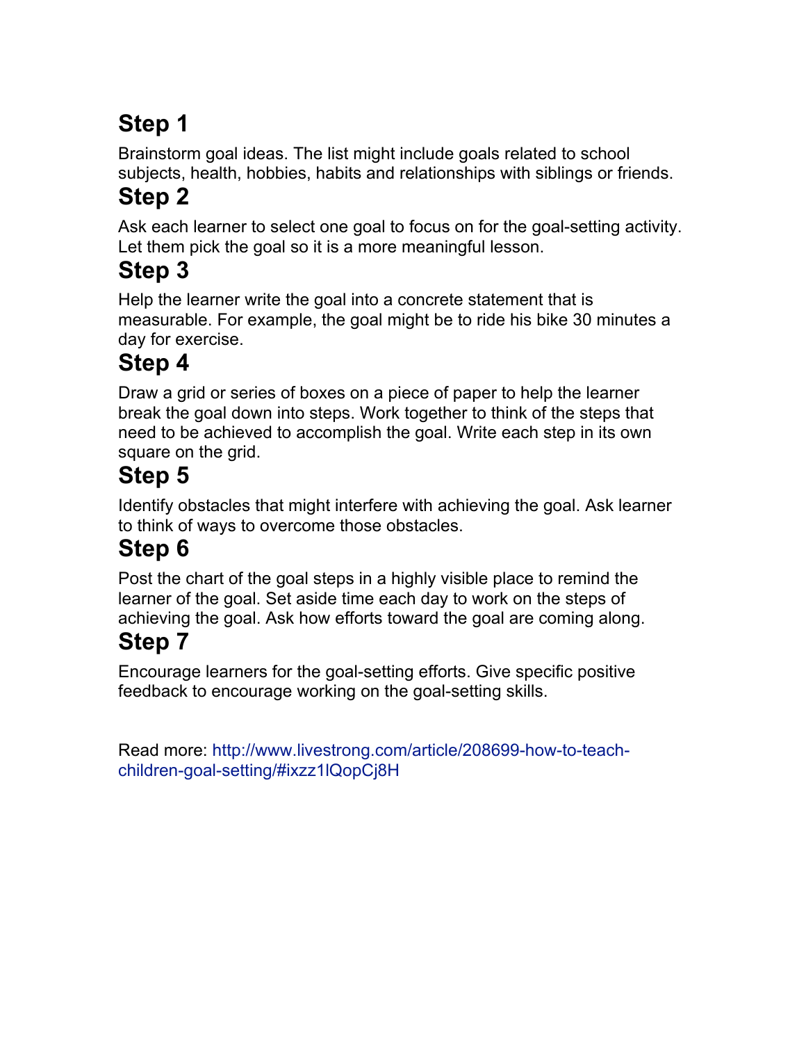## Step 1

Brainstorm goal ideas. The list might include goals related to school subjects, health, hobbies, habits and relationships with siblings or friends.

## Step 2

Ask each learner to select one goal to focus on for the goal-setting activity. Let them pick the goal so it is a more meaningful lesson.

## Step 3

Help the learner write the goal into a concrete statement that is measurable. For example, the goal might be to ride his bike 30 minutes a day for exercise.

## Step 4

Draw a grid or series of boxes on a piece of paper to help the learner break the goal down into steps. Work together to think of the steps that need to be achieved to accomplish the goal. Write each step in its own square on the grid.

## Step 5

Identify obstacles that might interfere with achieving the goal. Ask learner to think of ways to overcome those obstacles.

## Step 6

Post the chart of the goal steps in a highly visible place to remind the learner of the goal. Set aside time each day to work on the steps of achieving the goal. Ask how efforts toward the goal are coming along.

## Step 7

Encourage learners for the goal-setting efforts. Give specific positive feedback to encourage working on the goal-setting skills.

Read more: [http://www.livestrong.com/article/208699-how-to-teach-children-goal-setting/#ixzz1lQopCj8H](http://www.livestrong.com/article/208699-how-to-teach-children-goal-setting/#ixzz1lQopCj8H)